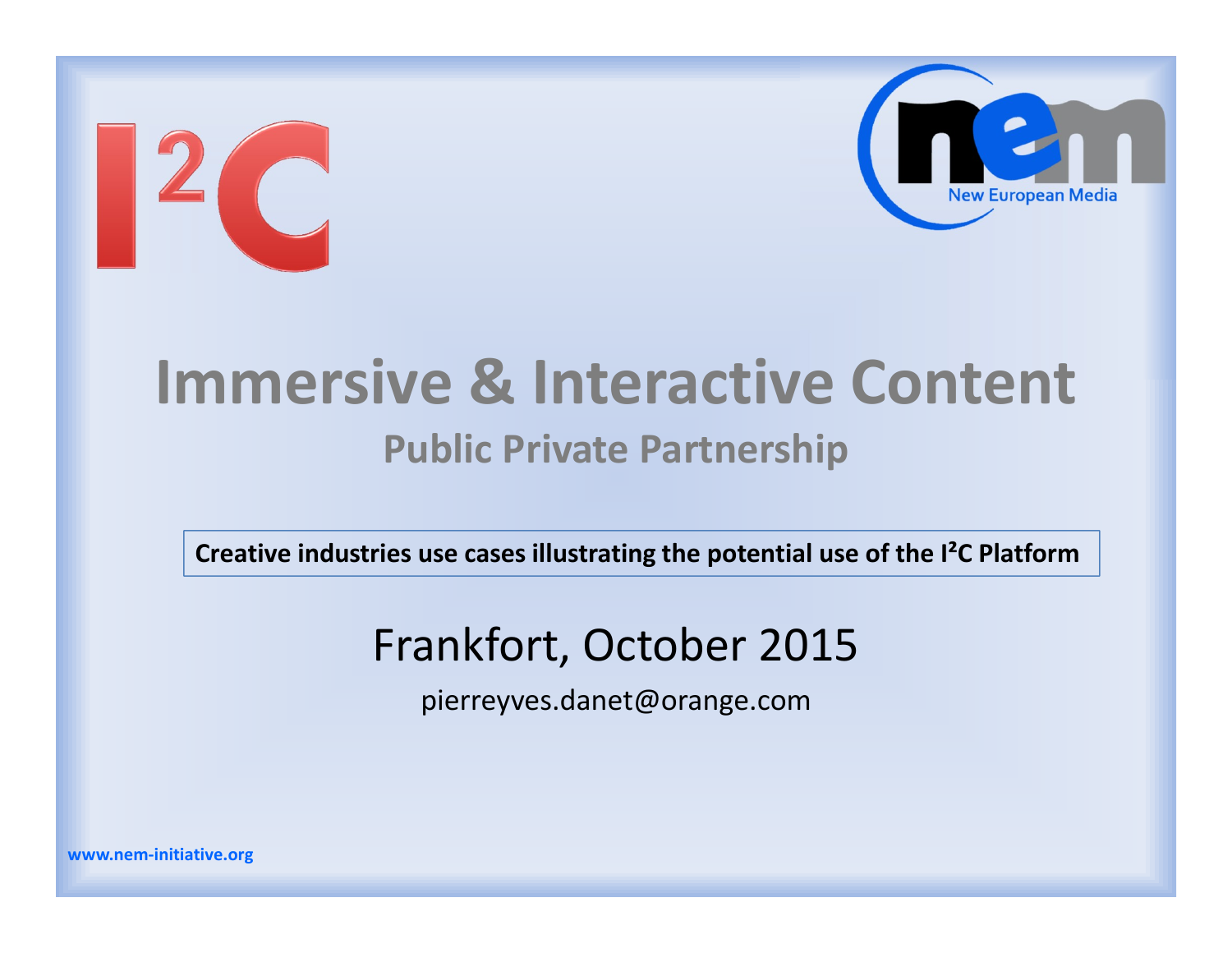I²C

New European Media

# Immersive & Interactive Content

## Public Private Partnership

**Creative industries use cases illustrating the potential use of the I²C Platform**

Frankfort, October 2015

pierreyves.danet@orange.com

www.nem-initiative.org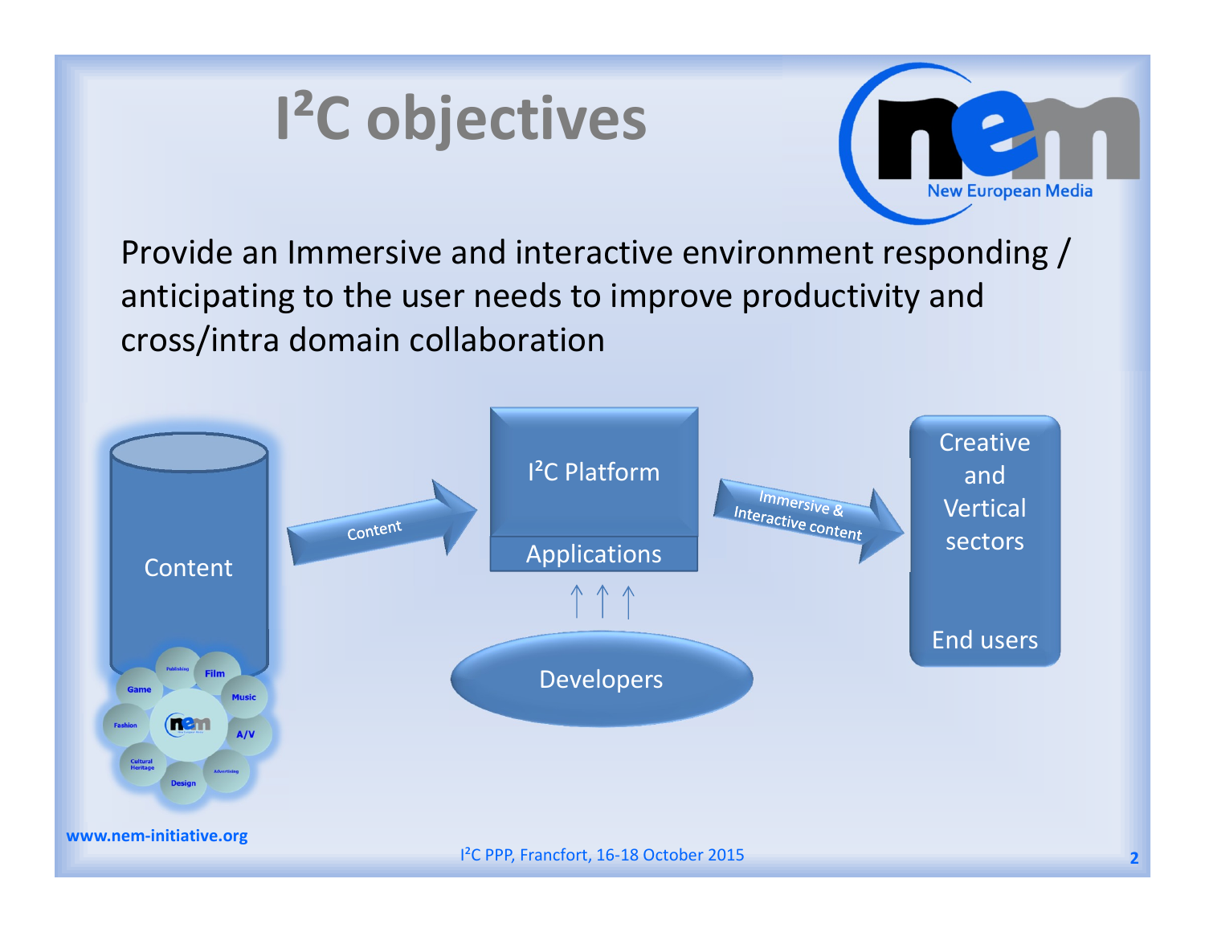# I²C objectives

Provide an Immersive and interactive environment responding / anticipating to the user needs to improve productivity and cross/intra domain collaboration

Content → Content → I²C Platform / Applications → Immersive & Interactive content → Creative and Vertical sectors / End users

Developers → I²C Platform / Applications

www.nem-initiative.org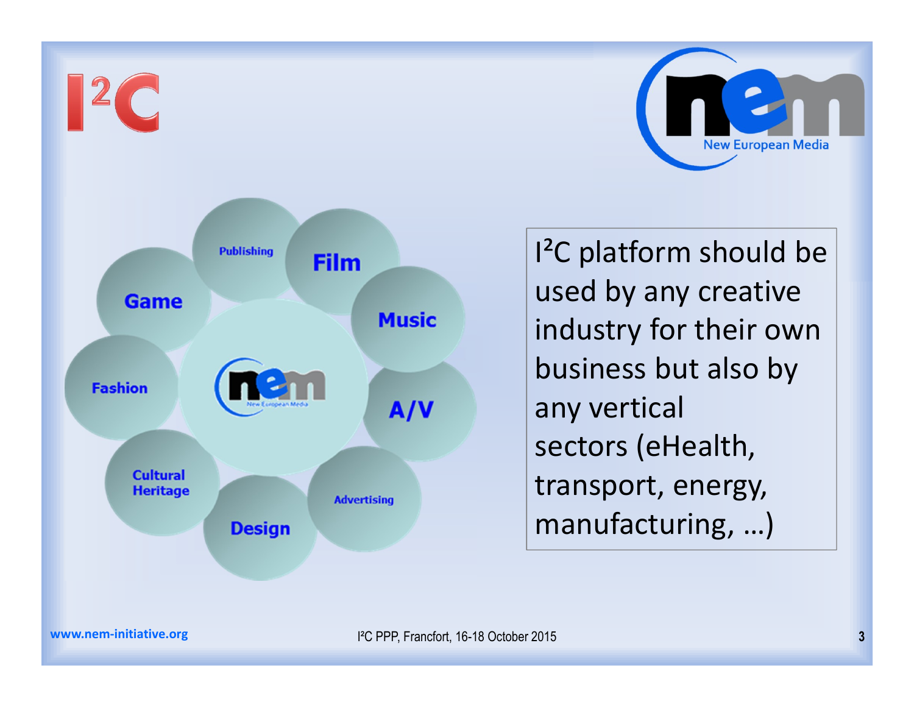Publishing

Film

Game

Music

Fashion

A/V

Cultural Heritage

Design

Advertising

I²C platform should be used by any creative industry for their own business but also by any vertical sectors (eHealth, transport, energy, manufacturing, …)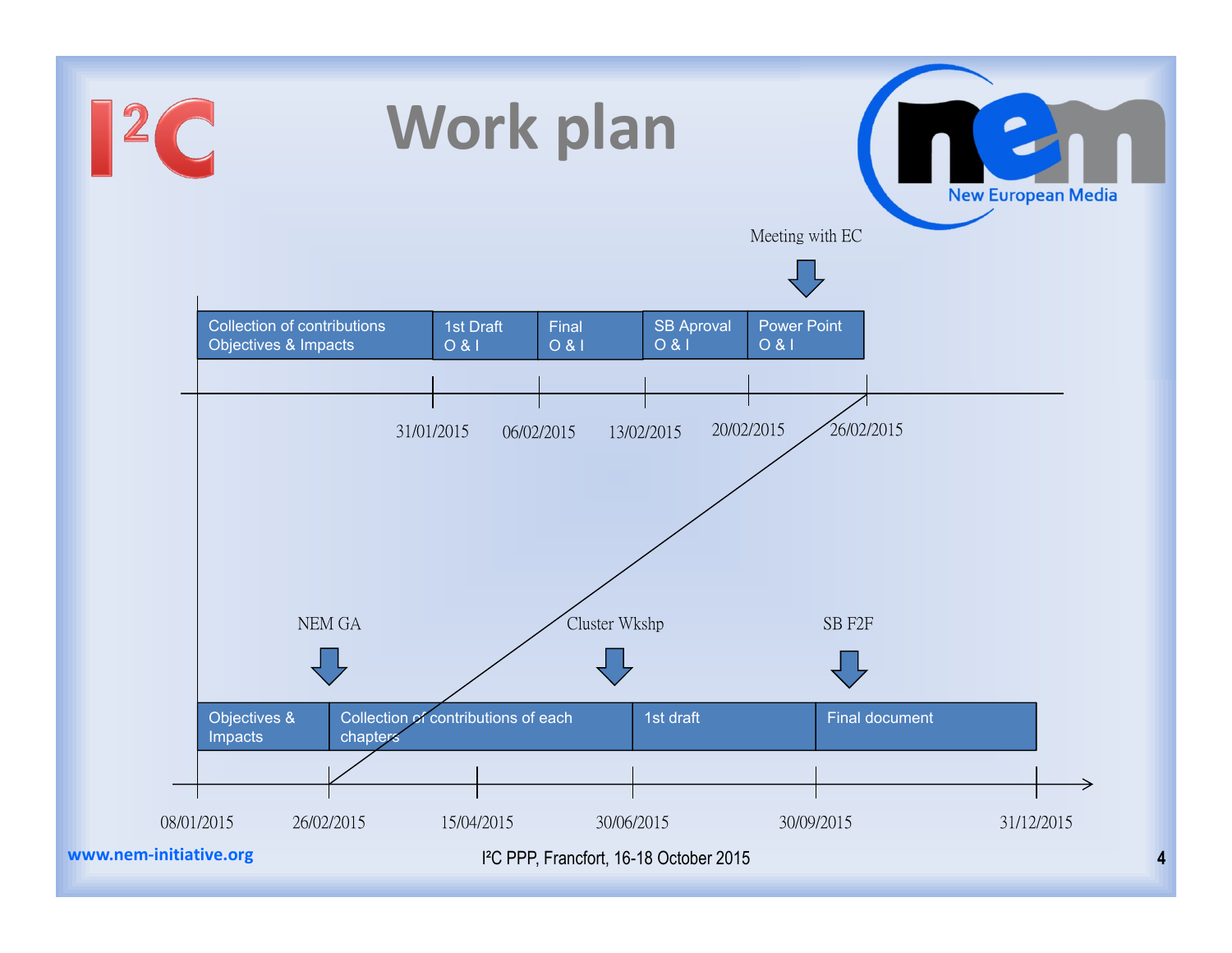# Work plan

Meeting with EC

| Collection of contributions Objectives & Impacts | 1st Draft O & I | Final O & I | SB Aproval O & I | Power Point O & I |
|---|---|---|---|---|

31/01/2015 — 06/02/2015 — 13/02/2015 — 20/02/2015 — 26/02/2015

NEM GA — Cluster Wkshp — SB F2F

| Objectives & Impacts | Collection of contributions of each chapters | 1st draft | Final document |
|---|---|---|---|

08/01/2015 — 26/02/2015 — 15/04/2015 — 30/06/2015 — 30/09/2015 — 31/12/2015

www.nem-initiative.org

I²C PPP, Francfort, 16-18 October 2015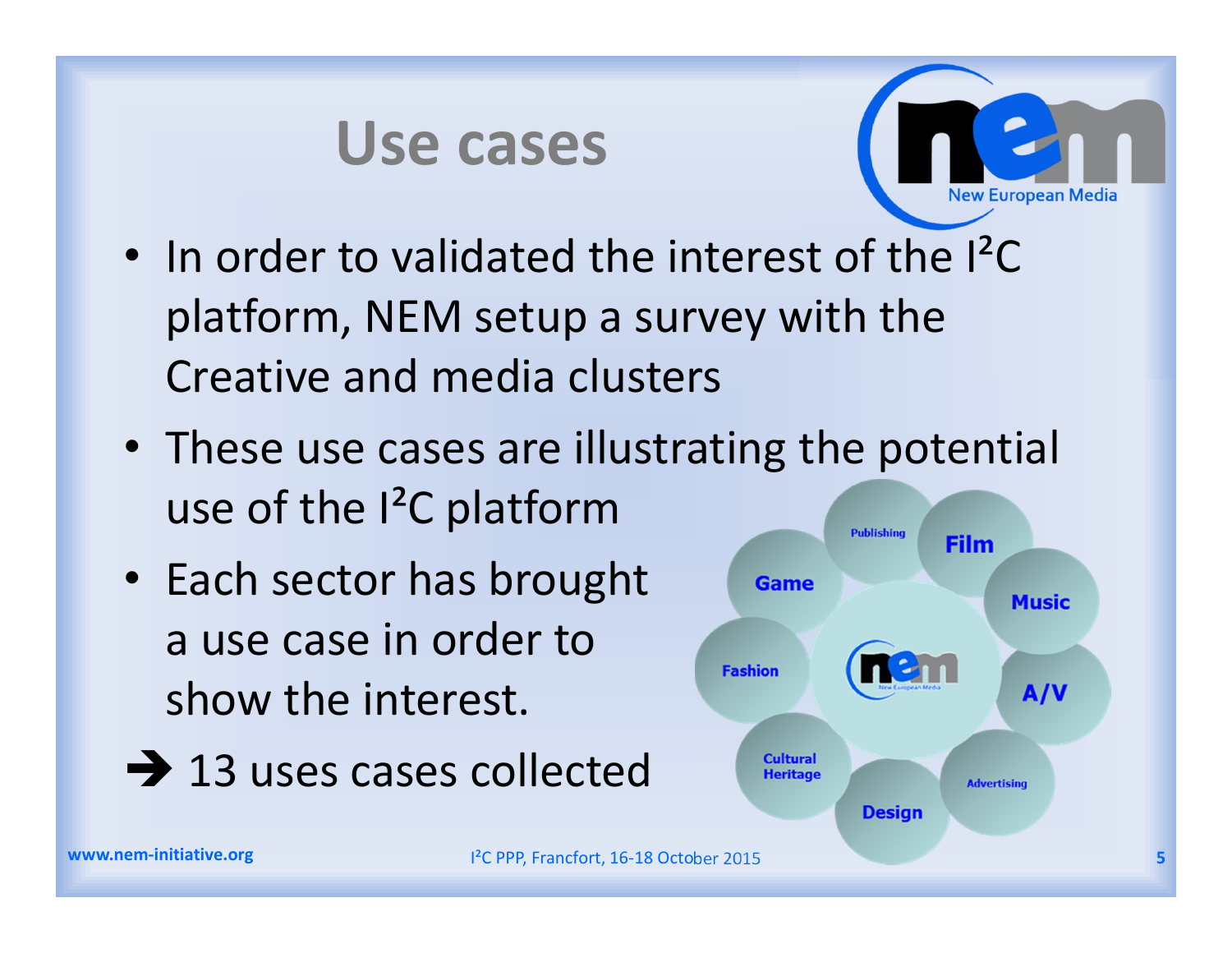# Use cases

- In order to validated the interest of the I²C platform, NEM setup a survey with the Creative and media clusters
- These use cases are illustrating the potential use of the I²C platform
- Each sector has brought a use case in order to show the interest.

➔ 13 uses cases collected

Publishing, Film, Game, Music, Fashion, A/V, Cultural Heritage, Advertising, Design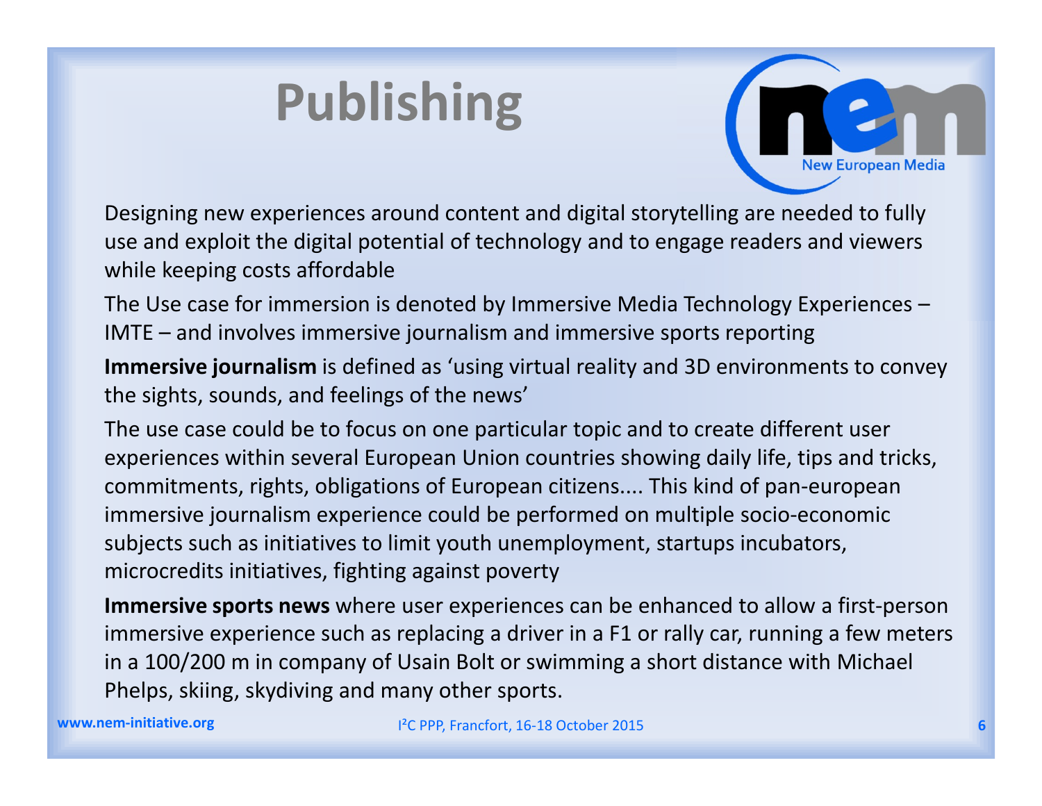# Publishing

Designing new experiences around content and digital storytelling are needed to fully use and exploit the digital potential of technology and to engage readers and viewers while keeping costs affordable

The Use case for immersion is denoted by Immersive Media Technology Experiences – IMTE – and involves immersive journalism and immersive sports reporting

**Immersive journalism** is defined as 'using virtual reality and 3D environments to convey the sights, sounds, and feelings of the news'

The use case could be to focus on one particular topic and to create different user experiences within several European Union countries showing daily life, tips and tricks, commitments, rights, obligations of European citizens.... This kind of pan-european immersive journalism experience could be performed on multiple socio-economic subjects such as initiatives to limit youth unemployment, startups incubators, microcredits initiatives, fighting against poverty

**Immersive sports news** where user experiences can be enhanced to allow a first-person immersive experience such as replacing a driver in a F1 or rally car, running a few meters in a 100/200 m in company of Usain Bolt or swimming a short distance with Michael Phelps, skiing, skydiving and many other sports.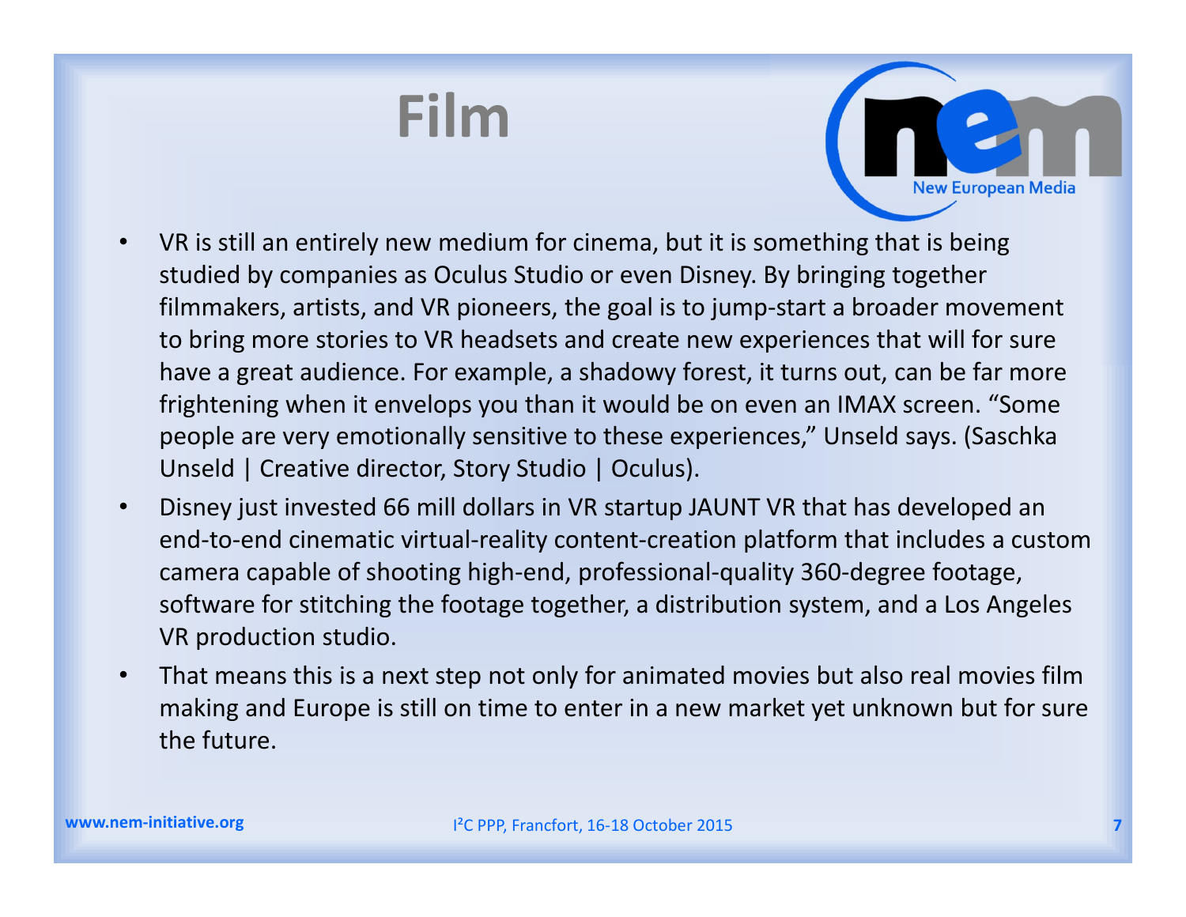# Film

- VR is still an entirely new medium for cinema, but it is something that is being studied by companies as Oculus Studio or even Disney. By bringing together filmmakers, artists, and VR pioneers, the goal is to jump-start a broader movement to bring more stories to VR headsets and create new experiences that will for sure have a great audience. For example, a shadowy forest, it turns out, can be far more frightening when it envelops you than it would be on even an IMAX screen. “Some people are very emotionally sensitive to these experiences,” Unseld says. (Saschka Unseld | Creative director, Story Studio | Oculus).
- Disney just invested 66 mill dollars in VR startup JAUNT VR that has developed an end-to-end cinematic virtual-reality content-creation platform that includes a custom camera capable of shooting high-end, professional-quality 360-degree footage, software for stitching the footage together, a distribution system, and a Los Angeles VR production studio.
- That means this is a next step not only for animated movies but also real movies film making and Europe is still on time to enter in a new market yet unknown but for sure the future.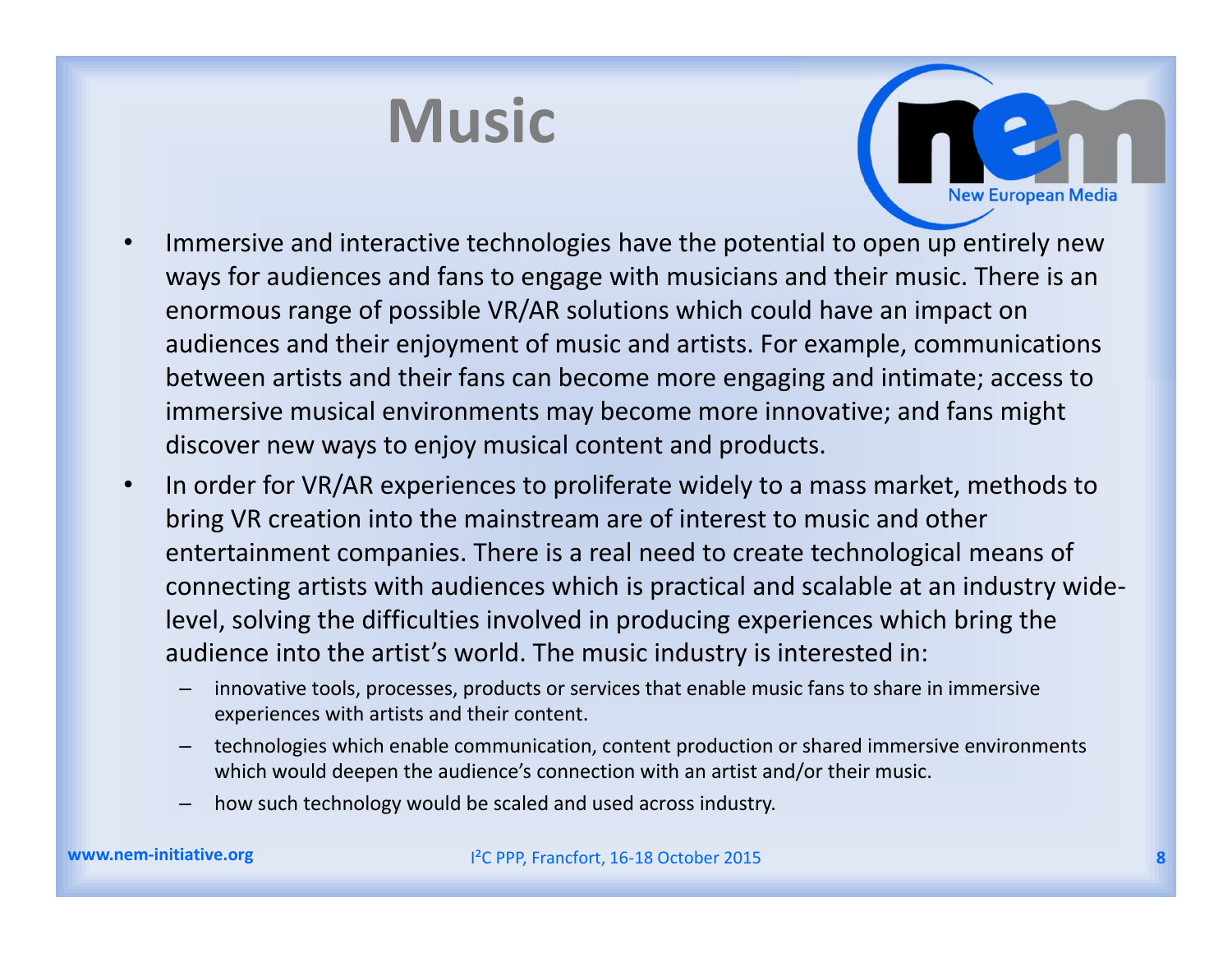# Music

- Immersive and interactive technologies have the potential to open up entirely new ways for audiences and fans to engage with musicians and their music. There is an enormous range of possible VR/AR solutions which could have an impact on audiences and their enjoyment of music and artists. For example, communications between artists and their fans can become more engaging and intimate; access to immersive musical environments may become more innovative; and fans might discover new ways to enjoy musical content and products.
- In order for VR/AR experiences to proliferate widely to a mass market, methods to bring VR creation into the mainstream are of interest to music and other entertainment companies. There is a real need to create technological means of connecting artists with audiences which is practical and scalable at an industry wide-level, solving the difficulties involved in producing experiences which bring the audience into the artist's world. The music industry is interested in:
  - innovative tools, processes, products or services that enable music fans to share in immersive experiences with artists and their content.
  - technologies which enable communication, content production or shared immersive environments which would deepen the audience's connection with an artist and/or their music.
  - how such technology would be scaled and used across industry.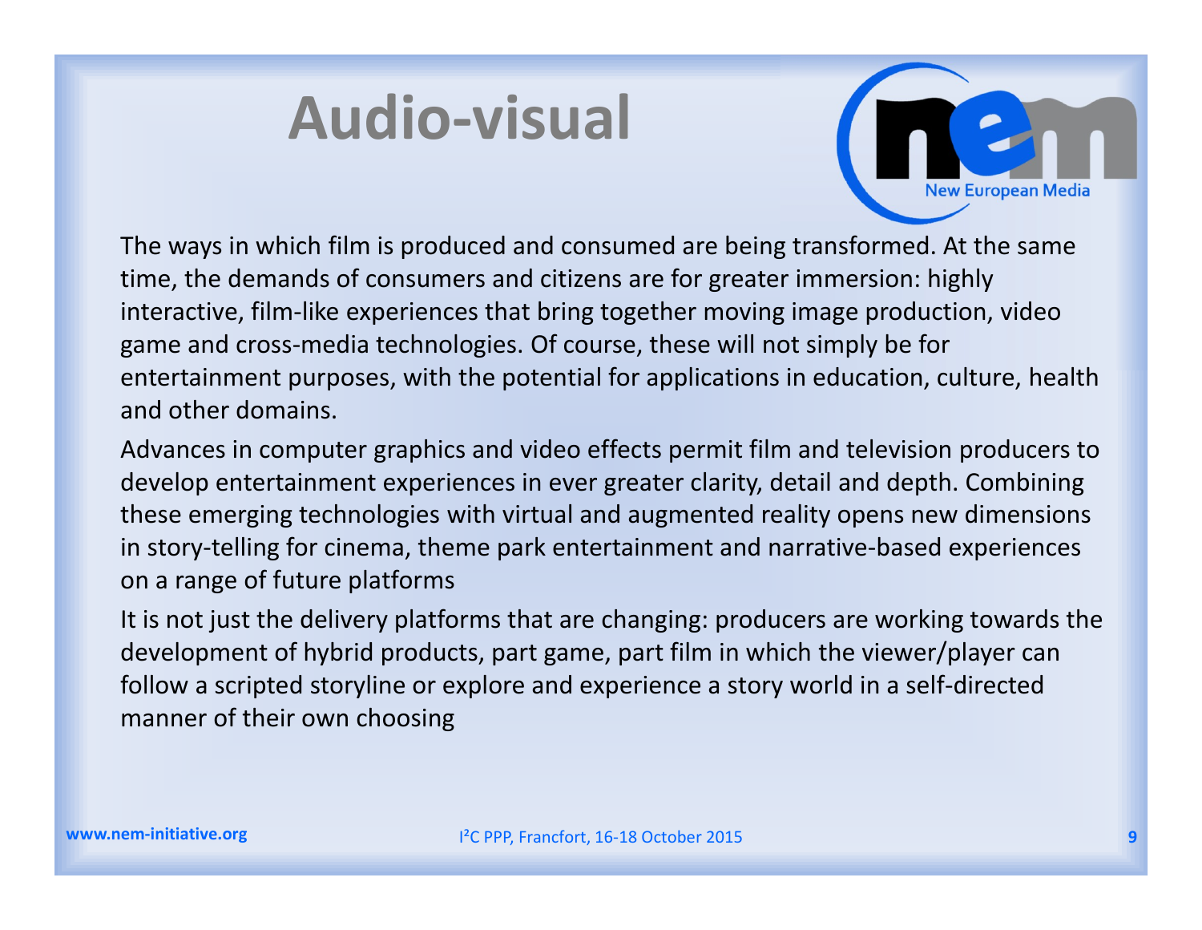# Audio-visual

The ways in which film is produced and consumed are being transformed. At the same time, the demands of consumers and citizens are for greater immersion: highly interactive, film-like experiences that bring together moving image production, video game and cross-media technologies. Of course, these will not simply be for entertainment purposes, with the potential for applications in education, culture, health and other domains.

Advances in computer graphics and video effects permit film and television producers to develop entertainment experiences in ever greater clarity, detail and depth. Combining these emerging technologies with virtual and augmented reality opens new dimensions in story-telling for cinema, theme park entertainment and narrative-based experiences on a range of future platforms

It is not just the delivery platforms that are changing: producers are working towards the development of hybrid products, part game, part film in which the viewer/player can follow a scripted storyline or explore and experience a story world in a self-directed manner of their own choosing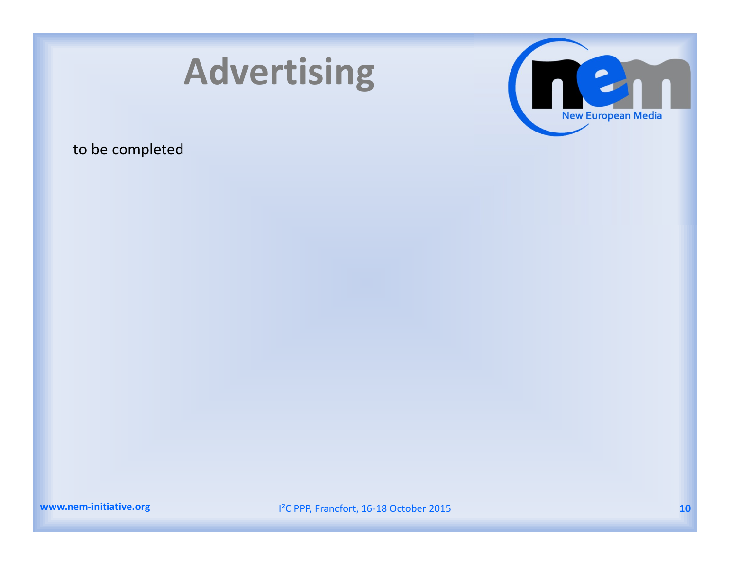# Advertising

to be completed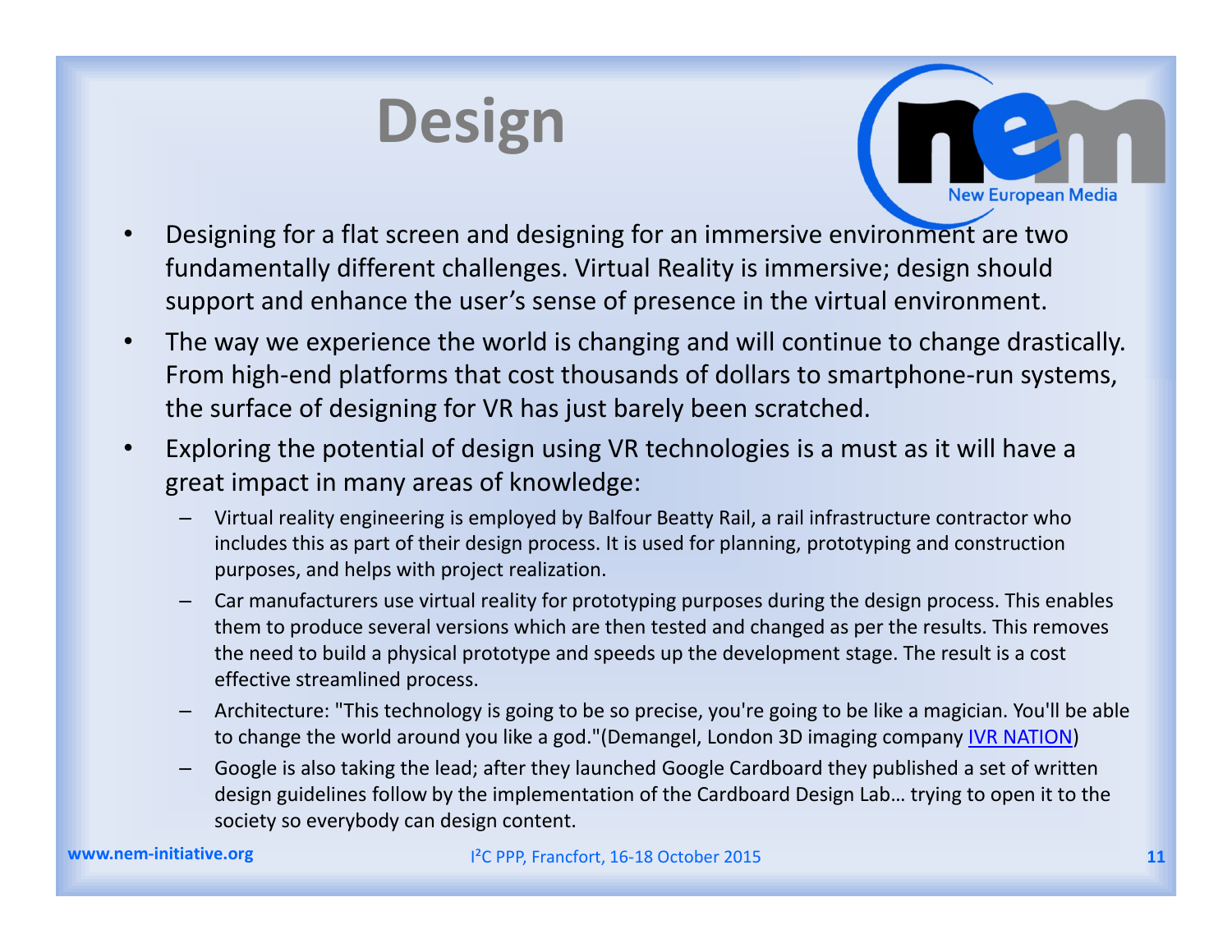# Design

- Designing for a flat screen and designing for an immersive environment are two fundamentally different challenges. Virtual Reality is immersive; design should support and enhance the user's sense of presence in the virtual environment.
- The way we experience the world is changing and will continue to change drastically. From high-end platforms that cost thousands of dollars to smartphone-run systems, the surface of designing for VR has just barely been scratched.
- Exploring the potential of design using VR technologies is a must as it will have a great impact in many areas of knowledge:
  - Virtual reality engineering is employed by Balfour Beatty Rail, a rail infrastructure contractor who includes this as part of their design process. It is used for planning, prototyping and construction purposes, and helps with project realization.
  - Car manufacturers use virtual reality for prototyping purposes during the design process. This enables them to produce several versions which are then tested and changed as per the results. This removes the need to build a physical prototype and speeds up the development stage. The result is a cost effective streamlined process.
  - Architecture: "This technology is going to be so precise, you're going to be like a magician. You'll be able to change the world around you like a god."(Demangel, London 3D imaging company IVR NATION)
  - Google is also taking the lead; after they launched Google Cardboard they published a set of written design guidelines follow by the implementation of the Cardboard Design Lab… trying to open it to the society so everybody can design content.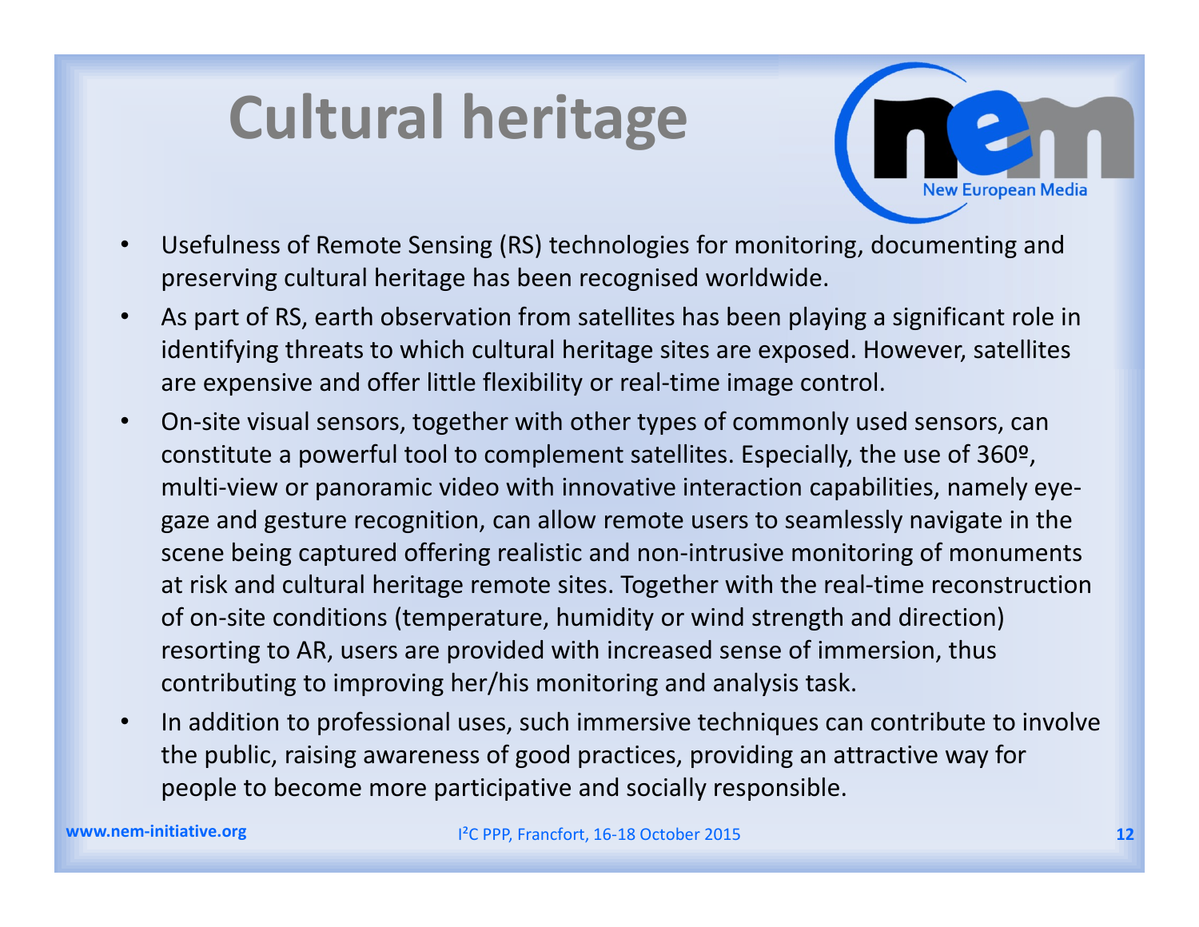# Cultural heritage

- Usefulness of Remote Sensing (RS) technologies for monitoring, documenting and preserving cultural heritage has been recognised worldwide.
- As part of RS, earth observation from satellites has been playing a significant role in identifying threats to which cultural heritage sites are exposed. However, satellites are expensive and offer little flexibility or real-time image control.
- On-site visual sensors, together with other types of commonly used sensors, can constitute a powerful tool to complement satellites. Especially, the use of 360º, multi-view or panoramic video with innovative interaction capabilities, namely eye-gaze and gesture recognition, can allow remote users to seamlessly navigate in the scene being captured offering realistic and non-intrusive monitoring of monuments at risk and cultural heritage remote sites. Together with the real-time reconstruction of on-site conditions (temperature, humidity or wind strength and direction) resorting to AR, users are provided with increased sense of immersion, thus contributing to improving her/his monitoring and analysis task.
- In addition to professional uses, such immersive techniques can contribute to involve the public, raising awareness of good practices, providing an attractive way for people to become more participative and socially responsible.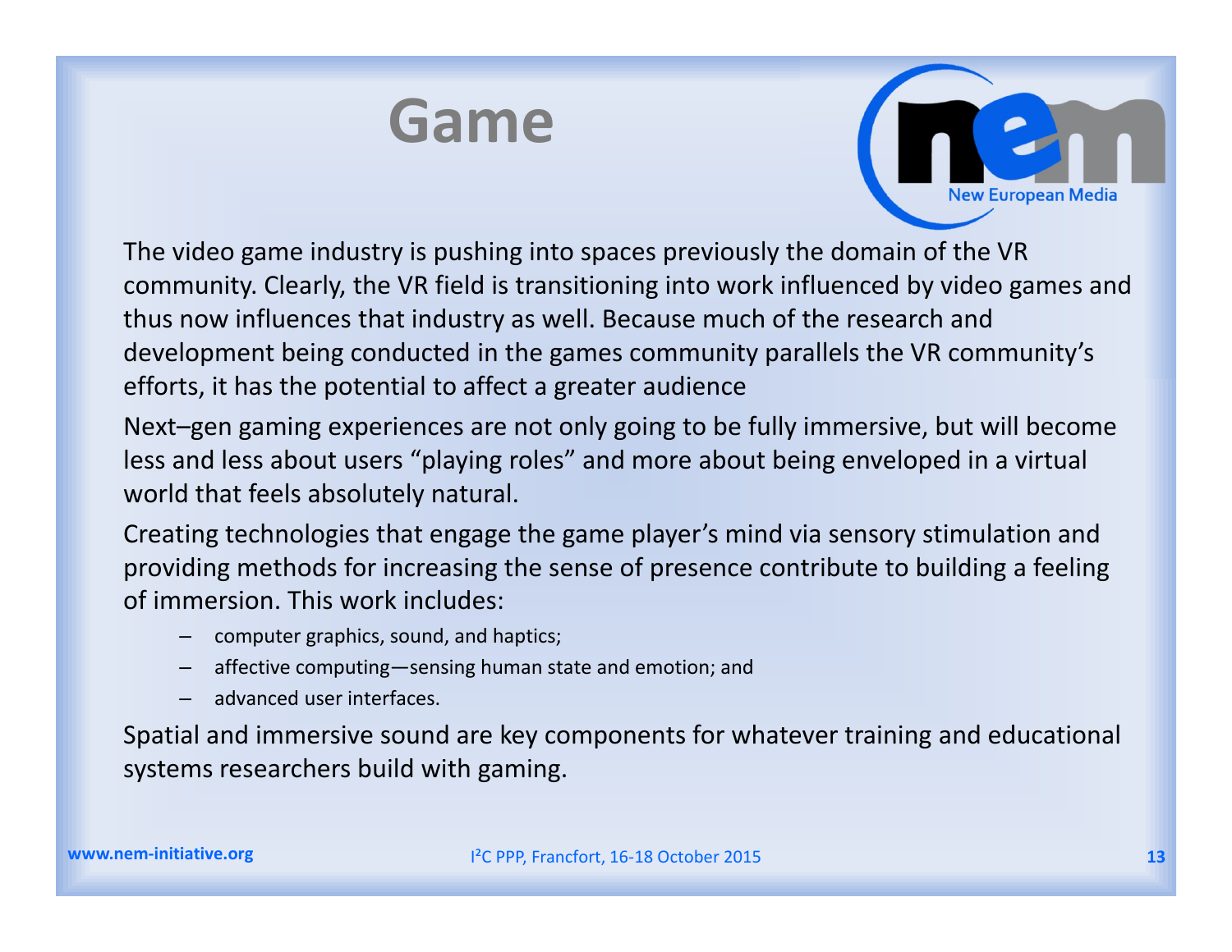# Game

The video game industry is pushing into spaces previously the domain of the VR community. Clearly, the VR field is transitioning into work influenced by video games and thus now influences that industry as well. Because much of the research and development being conducted in the games community parallels the VR community's efforts, it has the potential to affect a greater audience

Next–gen gaming experiences are not only going to be fully immersive, but will become less and less about users "playing roles" and more about being enveloped in a virtual world that feels absolutely natural.

Creating technologies that engage the game player's mind via sensory stimulation and providing methods for increasing the sense of presence contribute to building a feeling of immersion. This work includes:

- computer graphics, sound, and haptics;
- affective computing—sensing human state and emotion; and
- advanced user interfaces.

Spatial and immersive sound are key components for whatever training and educational systems researchers build with gaming.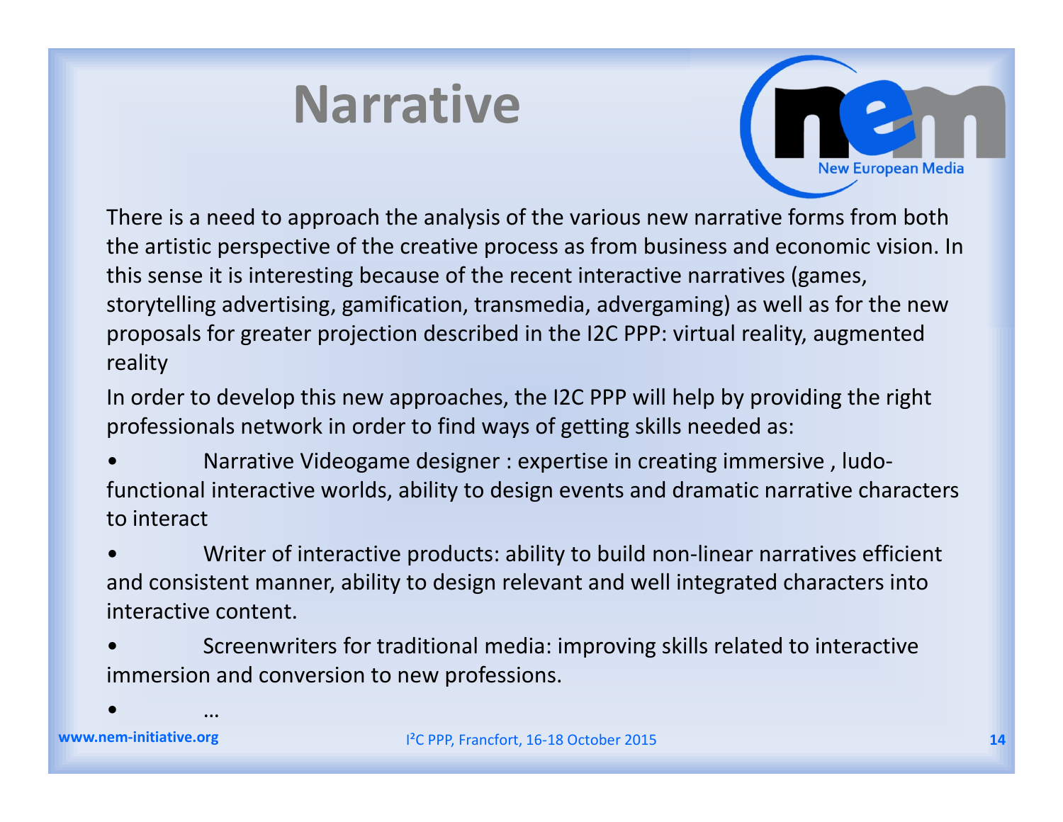# Narrative

There is a need to approach the analysis of the various new narrative forms from both the artistic perspective of the creative process as from business and economic vision. In this sense it is interesting because of the recent interactive narratives (games, storytelling advertising, gamification, transmedia, advergaming) as well as for the new proposals for greater projection described in the I2C PPP: virtual reality, augmented reality

In order to develop this new approaches, the I2C PPP will help by providing the right professionals network in order to find ways of getting skills needed as:

- Narrative Videogame designer : expertise in creating immersive , ludo-functional interactive worlds, ability to design events and dramatic narrative characters to interact
- Writer of interactive products: ability to build non-linear narratives efficient and consistent manner, ability to design relevant and well integrated characters into interactive content.
- Screenwriters for traditional media: improving skills related to interactive immersion and conversion to new professions.
- …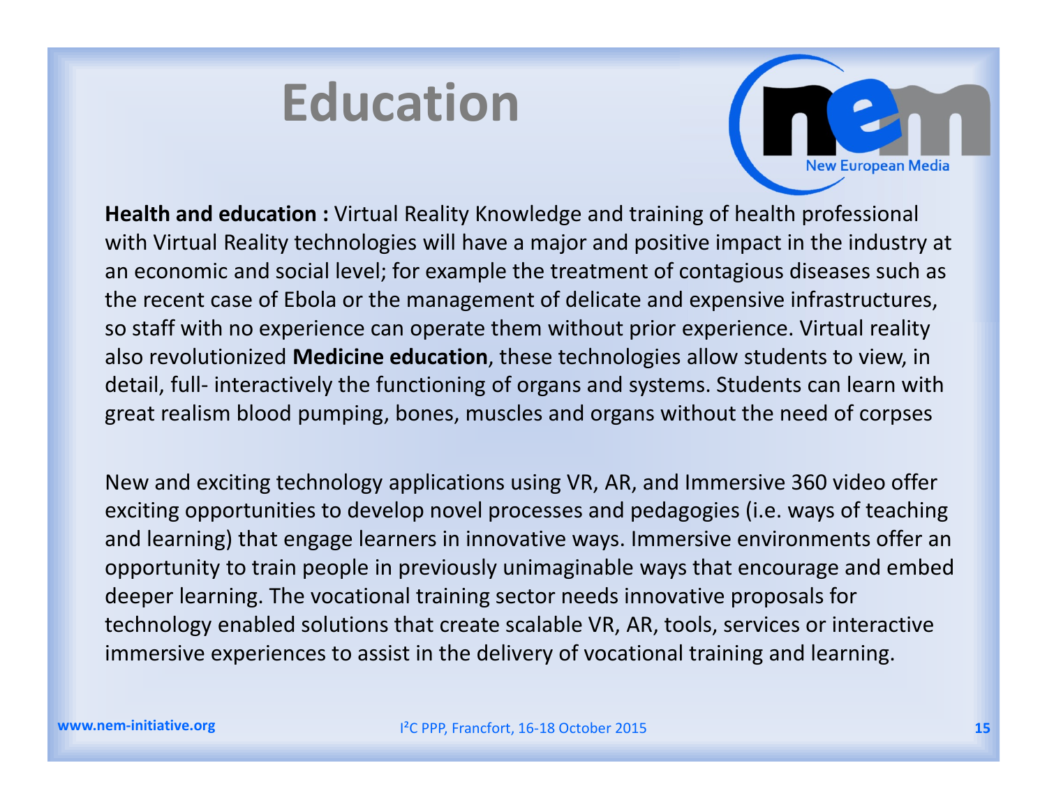# Education

**Health and education :** Virtual Reality Knowledge and training of health professional with Virtual Reality technologies will have a major and positive impact in the industry at an economic and social level; for example the treatment of contagious diseases such as the recent case of Ebola or the management of delicate and expensive infrastructures, so staff with no experience can operate them without prior experience. Virtual reality also revolutionized **Medicine education**, these technologies allow students to view, in detail, full- interactively the functioning of organs and systems. Students can learn with great realism blood pumping, bones, muscles and organs without the need of corpses

New and exciting technology applications using VR, AR, and Immersive 360 video offer exciting opportunities to develop novel processes and pedagogies (i.e. ways of teaching and learning) that engage learners in innovative ways. Immersive environments offer an opportunity to train people in previously unimaginable ways that encourage and embed deeper learning. The vocational training sector needs innovative proposals for technology enabled solutions that create scalable VR, AR, tools, services or interactive immersive experiences to assist in the delivery of vocational training and learning.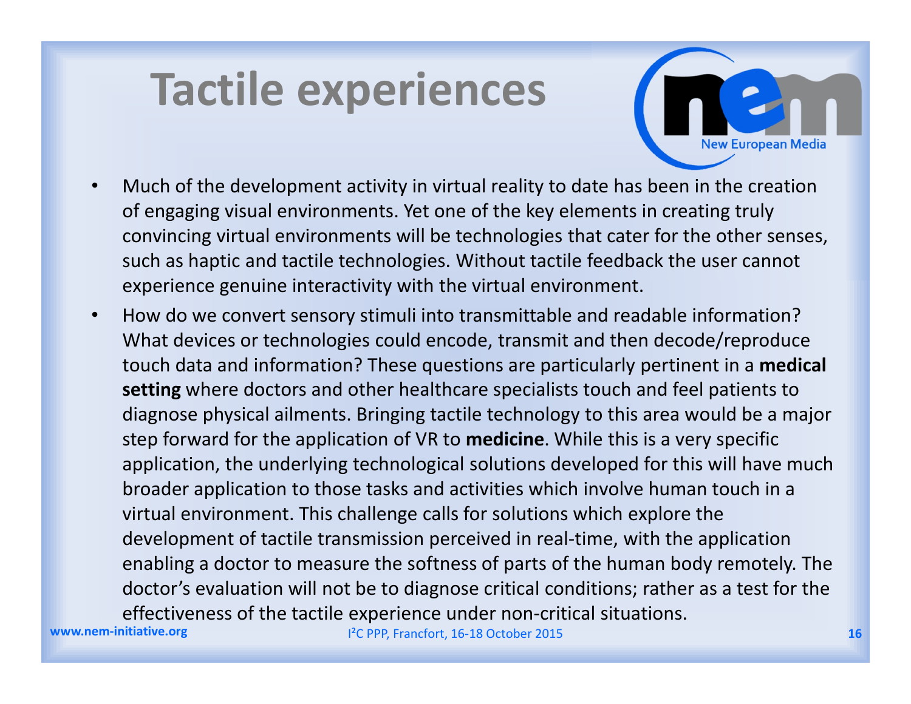# Tactile experiences

- Much of the development activity in virtual reality to date has been in the creation of engaging visual environments. Yet one of the key elements in creating truly convincing virtual environments will be technologies that cater for the other senses, such as haptic and tactile technologies. Without tactile feedback the user cannot experience genuine interactivity with the virtual environment.
- How do we convert sensory stimuli into transmittable and readable information? What devices or technologies could encode, transmit and then decode/reproduce touch data and information? These questions are particularly pertinent in a **medical setting** where doctors and other healthcare specialists touch and feel patients to diagnose physical ailments. Bringing tactile technology to this area would be a major step forward for the application of VR to **medicine**. While this is a very specific application, the underlying technological solutions developed for this will have much broader application to those tasks and activities which involve human touch in a virtual environment. This challenge calls for solutions which explore the development of tactile transmission perceived in real-time, with the application enabling a doctor to measure the softness of parts of the human body remotely. The doctor's evaluation will not be to diagnose critical conditions; rather as a test for the effectiveness of the tactile experience under non-critical situations.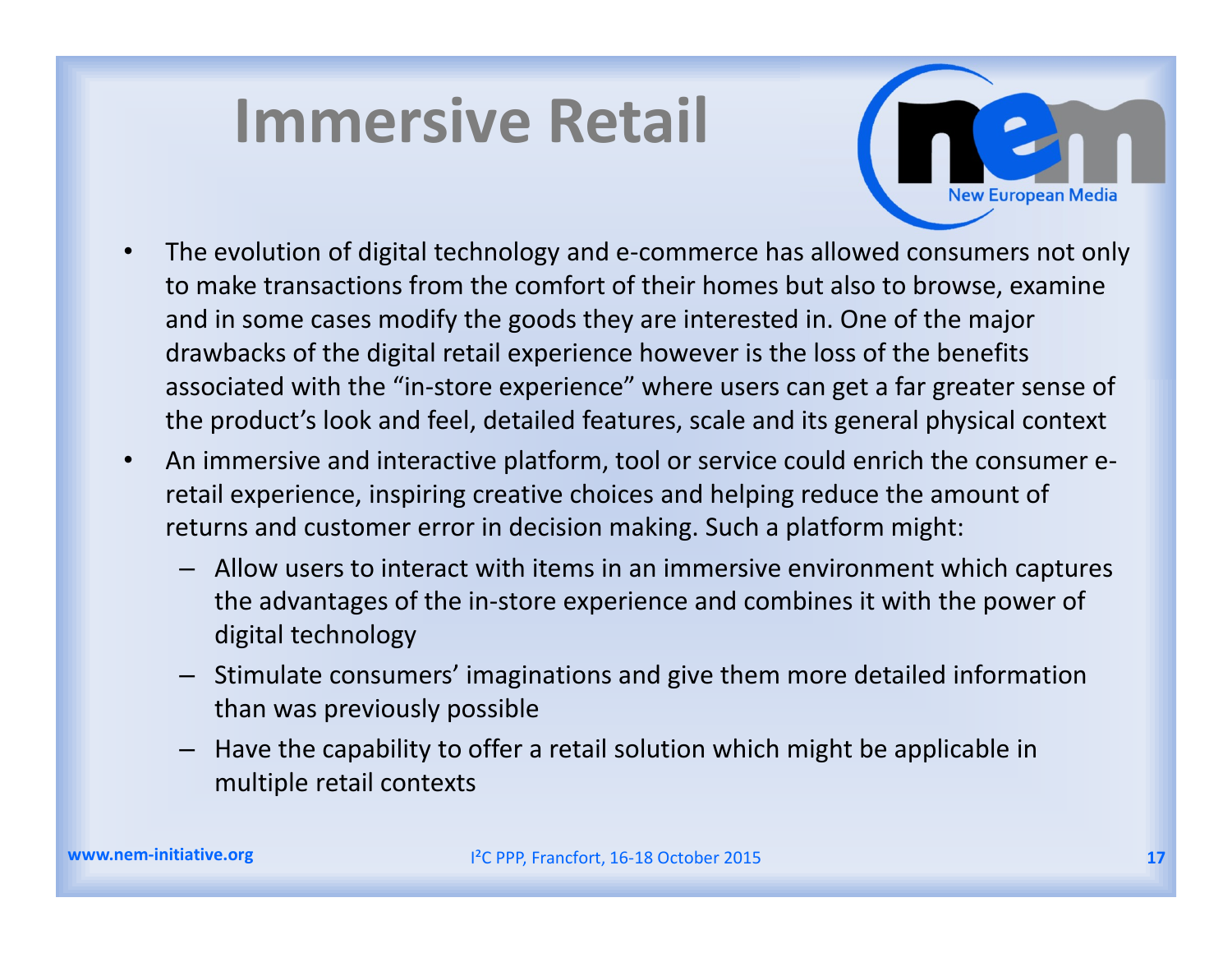# Immersive Retail

- The evolution of digital technology and e-commerce has allowed consumers not only to make transactions from the comfort of their homes but also to browse, examine and in some cases modify the goods they are interested in. One of the major drawbacks of the digital retail experience however is the loss of the benefits associated with the "in-store experience" where users can get a far greater sense of the product's look and feel, detailed features, scale and its general physical context
- An immersive and interactive platform, tool or service could enrich the consumer e-retail experience, inspiring creative choices and helping reduce the amount of returns and customer error in decision making. Such a platform might:
  - Allow users to interact with items in an immersive environment which captures the advantages of the in-store experience and combines it with the power of digital technology
  - Stimulate consumers' imaginations and give them more detailed information than was previously possible
  - Have the capability to offer a retail solution which might be applicable in multiple retail contexts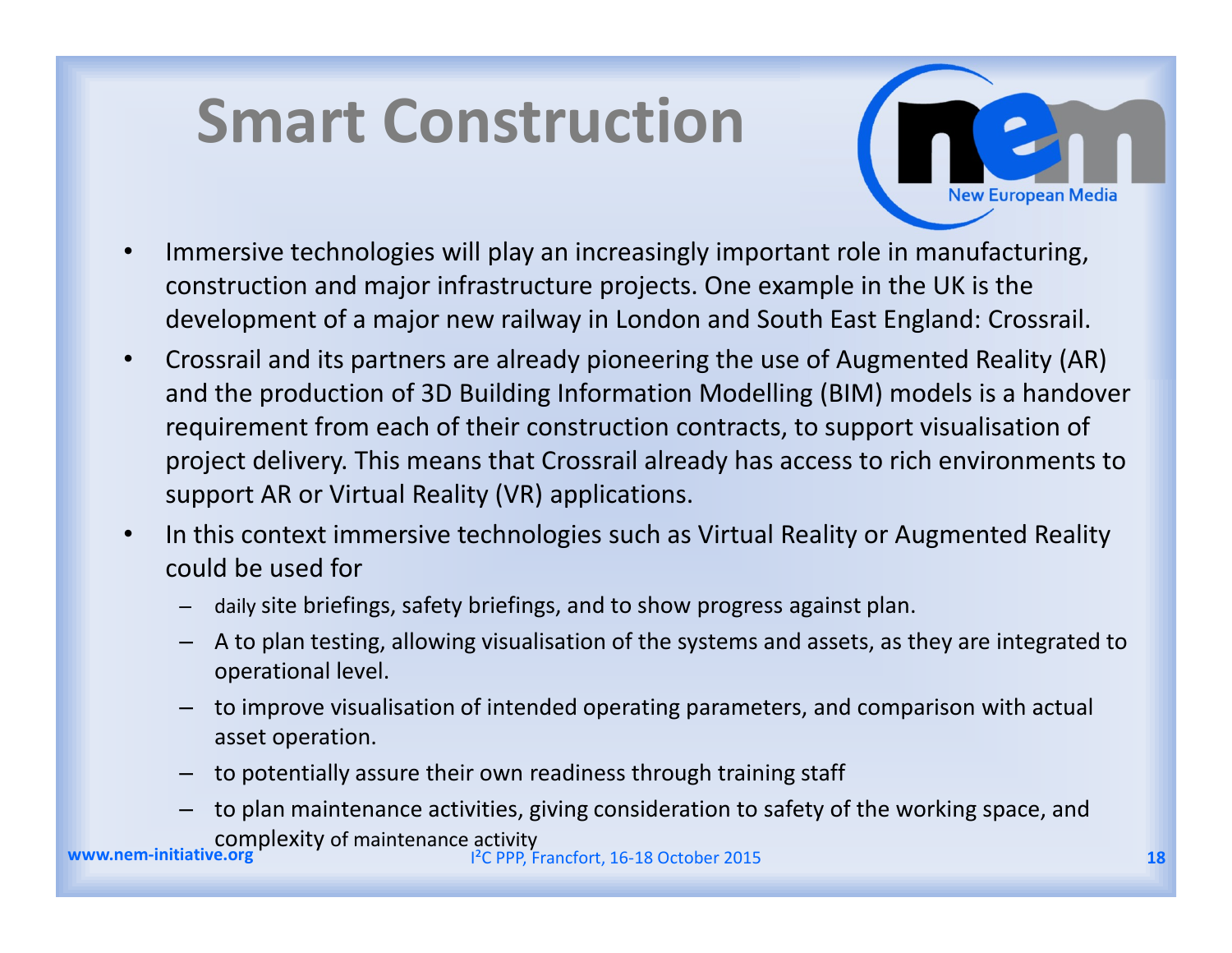# Smart Construction

- Immersive technologies will play an increasingly important role in manufacturing, construction and major infrastructure projects. One example in the UK is the development of a major new railway in London and South East England: Crossrail.
- Crossrail and its partners are already pioneering the use of Augmented Reality (AR) and the production of 3D Building Information Modelling (BIM) models is a handover requirement from each of their construction contracts, to support visualisation of project delivery. This means that Crossrail already has access to rich environments to support AR or Virtual Reality (VR) applications.
- In this context immersive technologies such as Virtual Reality or Augmented Reality could be used for
  - daily site briefings, safety briefings, and to show progress against plan.
  - A to plan testing, allowing visualisation of the systems and assets, as they are integrated to operational level.
  - to improve visualisation of intended operating parameters, and comparison with actual asset operation.
  - to potentially assure their own readiness through training staff
  - to plan maintenance activities, giving consideration to safety of the working space, and complexity of maintenance activity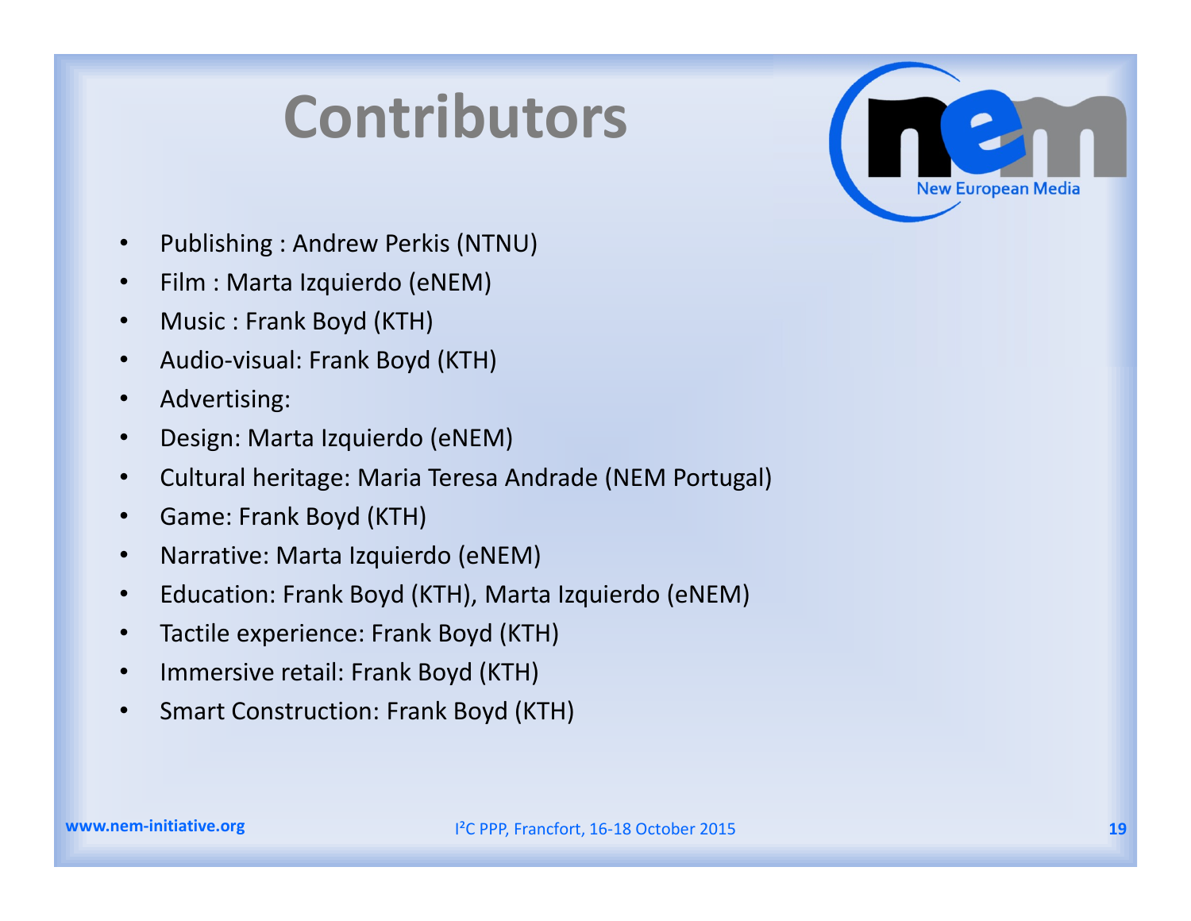# Contributors

- Publishing : Andrew Perkis (NTNU)
- Film : Marta Izquierdo (eNEM)
- Music : Frank Boyd (KTH)
- Audio-visual: Frank Boyd (KTH)
- Advertising:
- Design: Marta Izquierdo (eNEM)
- Cultural heritage: Maria Teresa Andrade (NEM Portugal)
- Game: Frank Boyd (KTH)
- Narrative: Marta Izquierdo (eNEM)
- Education: Frank Boyd (KTH), Marta Izquierdo (eNEM)
- Tactile experience: Frank Boyd (KTH)
- Immersive retail: Frank Boyd (KTH)
- Smart Construction: Frank Boyd (KTH)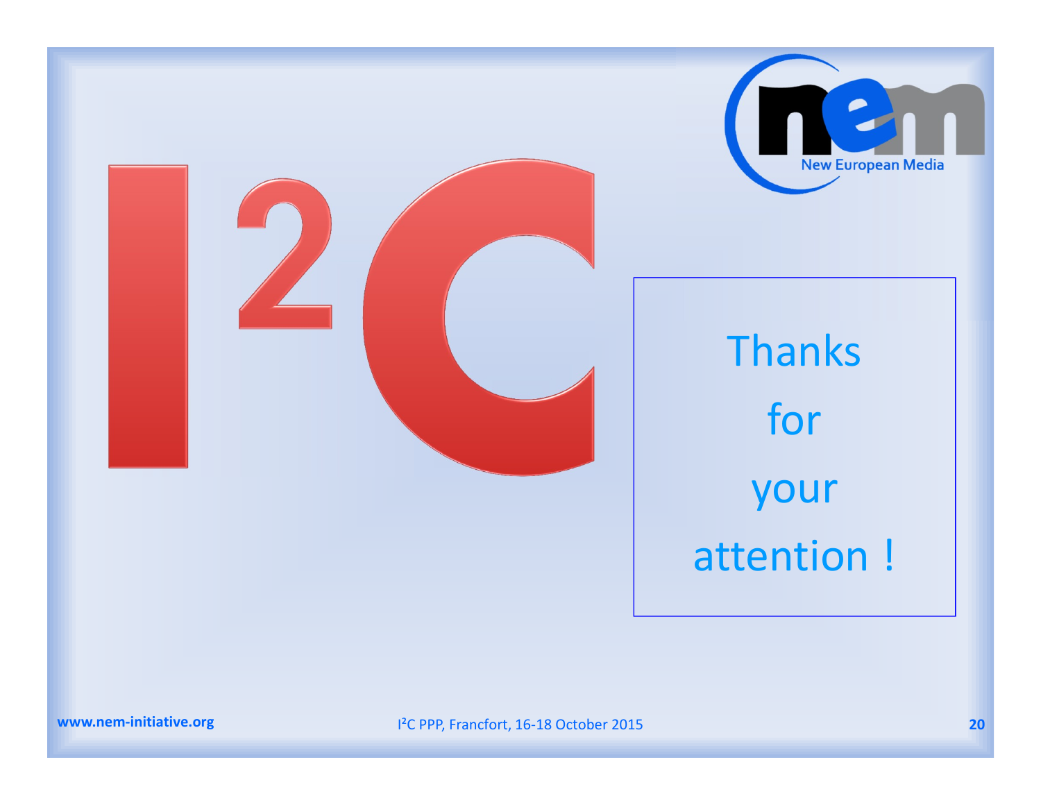# $I^2C$

New European Media

Thanks

for

your

attention !